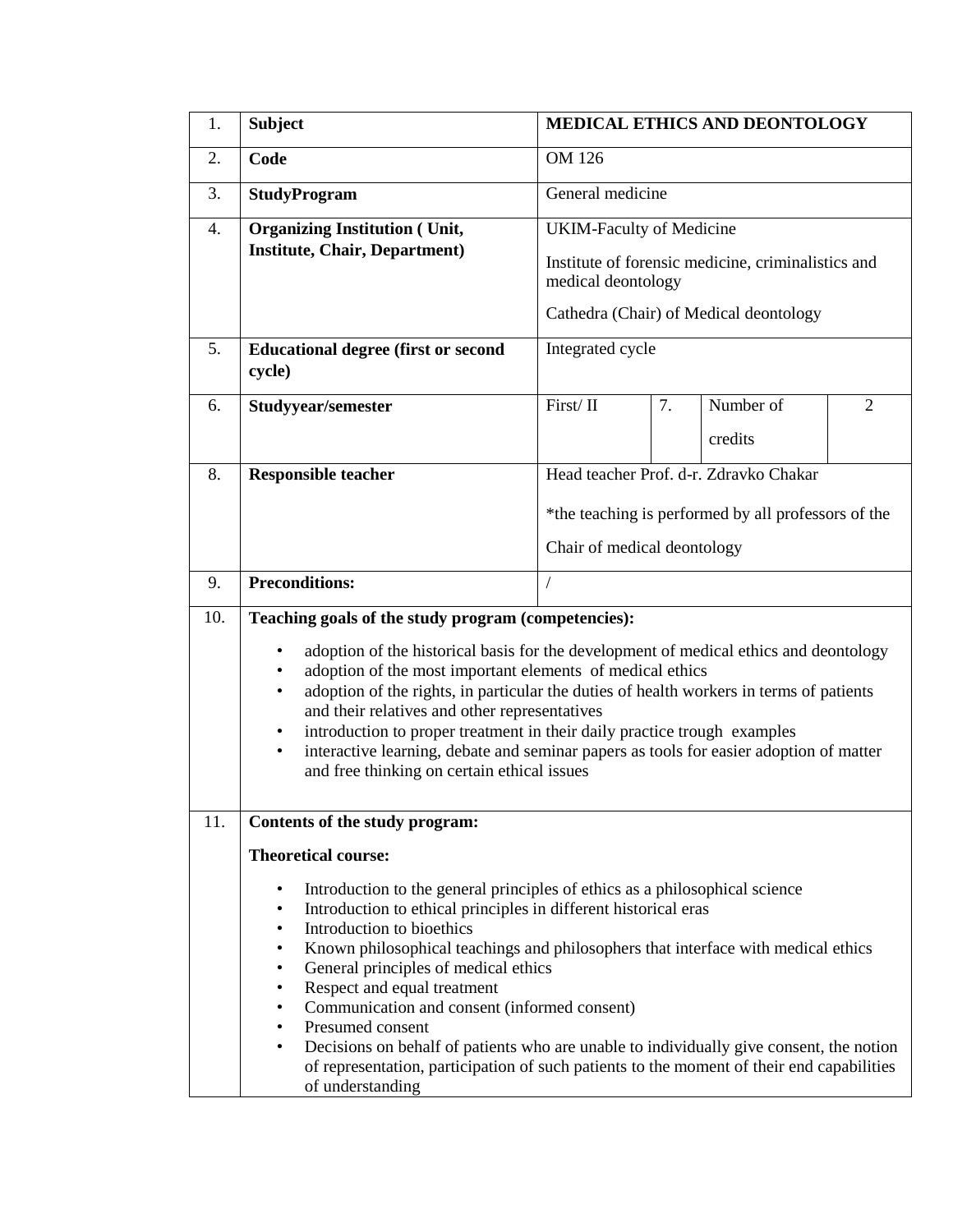| 1. | **Subject** | **MEDICAL ETHICS AND DEONTOLOGY** | | | |
|---|---|---|---|---|---|
| 2. | **Code** | OM 126 | | | |
| 3. | **StudyProgram** | General medicine | | | |
| 4. | **Organizing Institution ( Unit, Institute, Chair, Department)** | UKIM-Faculty of Medicine<br><br>Institute of forensic medicine, criminalistics and medical deontology<br><br>Cathedra (Chair) of Medical deontology | | | |
| 5. | **Educational degree (first or second cycle)** | Integrated cycle | | | |
| 6. | **Studyyear/semester** | First/ II | 7. | Number of credits | 2 |
| 8. | **Responsible teacher** | Head teacher Prof. d-r. Zdravko Chakar<br><br>*the teaching is performed by all professors of the Chair of medical deontology | | | |
| 9. | **Preconditions:** | / | | | |

10. **Teaching goals of the study program (competencies):**

- adoption of the historical basis for the development of medical ethics and deontology
- adoption of the most important elements of medical ethics
- adoption of the rights, in particular the duties of health workers in terms of patients and their relatives and other representatives
- introduction to proper treatment in their daily practice trough examples
- interactive learning, debate and seminar papers as tools for easier adoption of matter and free thinking on certain ethical issues

11. **Contents of the study program:**

**Theoretical course:**

- Introduction to the general principles of ethics as a philosophical science
- Introduction to ethical principles in different historical eras
- Introduction to bioethics
- Known philosophical teachings and philosophers that interface with medical ethics
- General principles of medical ethics
- Respect and equal treatment
- Communication and consent (informed consent)
- Presumed consent
- Decisions on behalf of patients who are unable to individually give consent, the notion of representation, participation of such patients to the moment of their end capabilities of understanding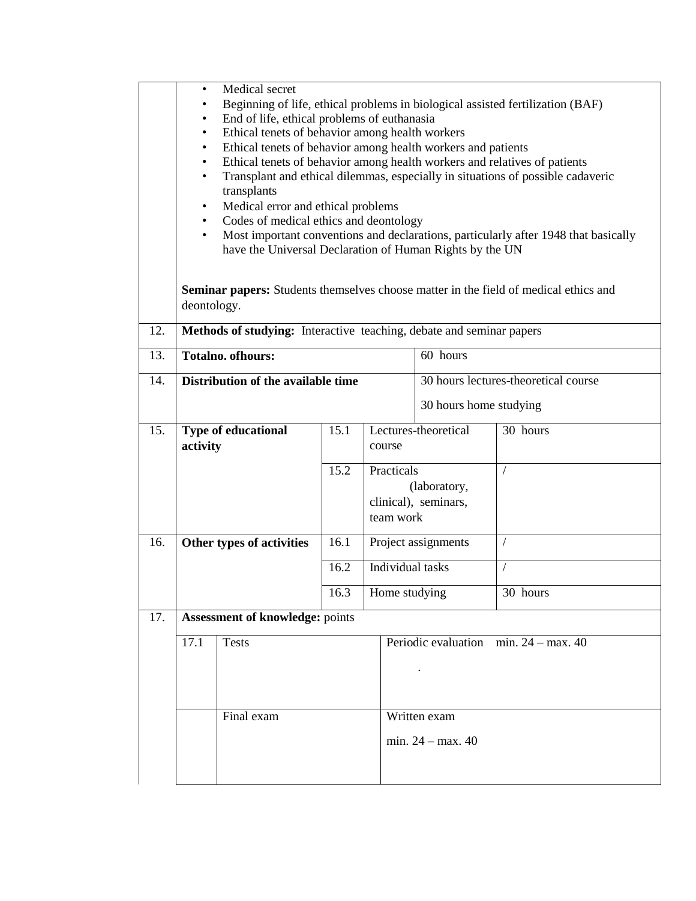| | |
|---|---|
| | • Medical secret<br>• Beginning of life, ethical problems in biological assisted fertilization (BAF)<br>• End of life, ethical problems of euthanasia<br>• Ethical tenets of behavior among health workers<br>• Ethical tenets of behavior among health workers and patients<br>• Ethical tenets of behavior among health workers and relatives of patients<br>• Transplant and ethical dilemmas, especially in situations of possible cadaveric transplants<br>• Medical error and ethical problems<br>• Codes of medical ethics and deontology<br>• Most important conventions and declarations, particularly after 1948 that basically have the Universal Declaration of Human Rights by the UN<br><br>**Seminar papers:** Students themselves choose matter in the field of medical ethics and deontology. |
| 12. | **Methods of studying:** Interactive teaching, debate and seminar papers |

| | | | | |
|---|---|---|---|---|
| 13. | **Totalno. ofhours:** | | 60 hours | |
| 14. | **Distribution of the available time** | | 30 hours lectures-theoretical course<br>30 hours home studying | |
| 15. | **Type of educational activity** | 15.1 | Lectures-theoretical course | 30 hours |
| | | 15.2 | Practicals (laboratory, clinical), seminars, team work | / |
| 16. | **Other types of activities** | 16.1 | Project assignments | / |
| | | 16.2 | Individual tasks | / |
| | | 16.3 | Home studying | 30 hours |
| 17. | **Assessment of knowledge:** points | | | |
| | 17.1 | Tests | Periodic evaluation min. 24 – max. 40<br>. | |
| | | Final exam | Written exam<br>min. 24 – max. 40 | |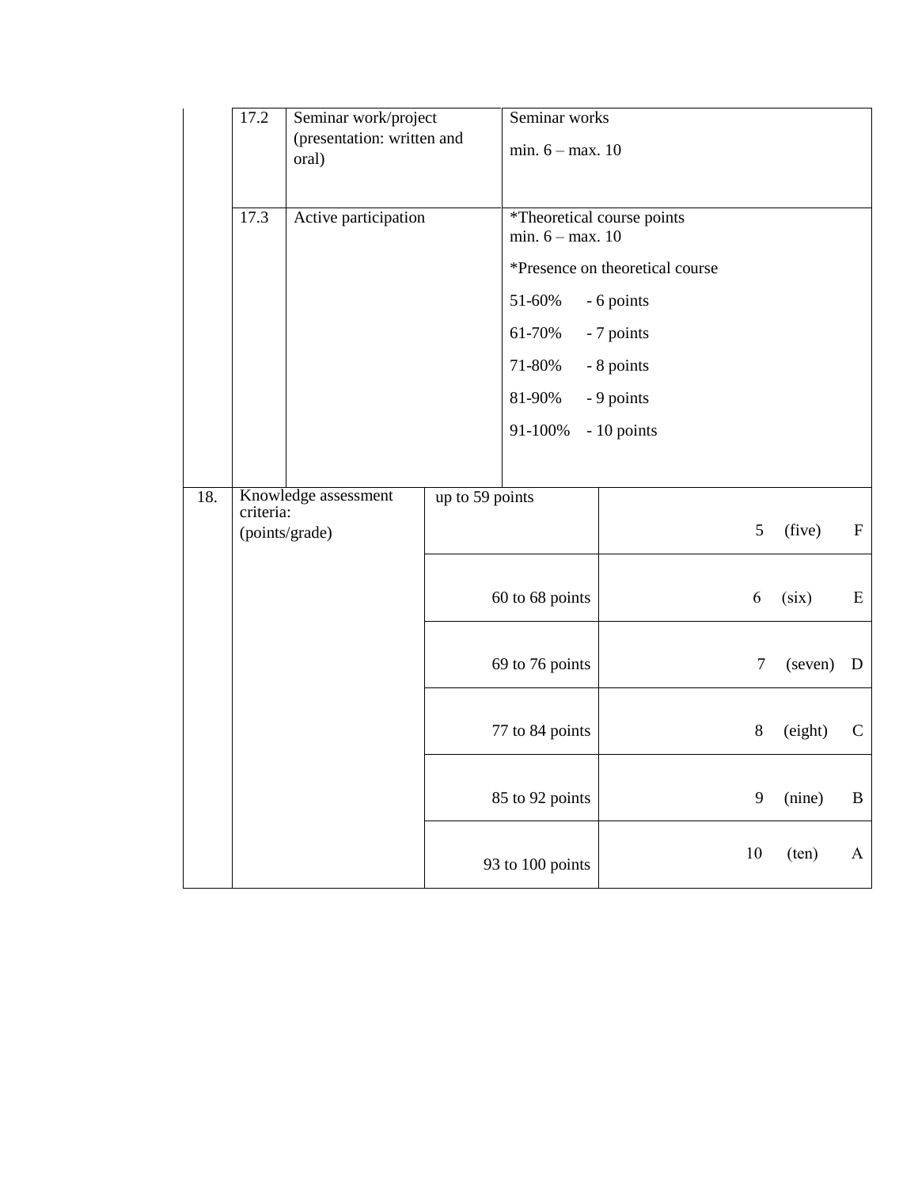| | | | |
|---|---|---|---|
| | 17.2 | Seminar work/project (presentation: written and oral) | Seminar works<br>min. 6 – max. 10 |
| | 17.3 | Active participation | *Theoretical course points<br>min. 6 – max. 10<br>*Presence on theoretical course<br>51-60% - 6 points<br>61-70% - 7 points<br>71-80% - 8 points<br>81-90% - 9 points<br>91-100% - 10 points |

| | | | |
|---|---|---|---|
| 18. | Knowledge assessment criteria: (points/grade) | up to 59 points | 5 (five) F |
| | | 60 to 68 points | 6 (six) E |
| | | 69 to 76 points | 7 (seven) D |
| | | 77 to 84 points | 8 (eight) C |
| | | 85 to 92 points | 9 (nine) B |
| | | 93 to 100 points | 10 (ten) A |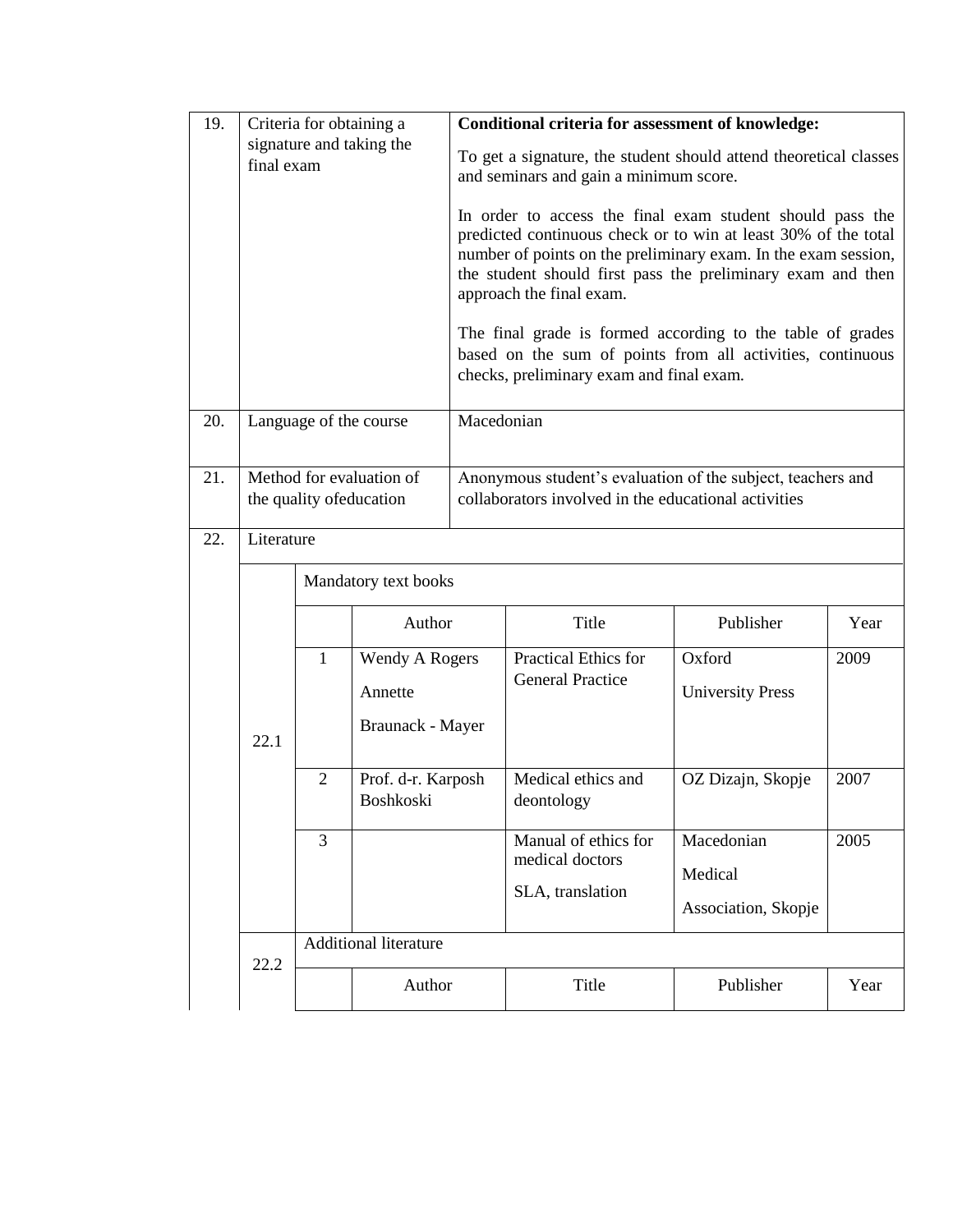| | | |
|---|---|---|
| 19. | Criteria for obtaining a signature and taking the final exam | **Conditional criteria for assessment of knowledge:**<br><br>To get a signature, the student should attend theoretical classes and seminars and gain a minimum score.<br><br>In order to access the final exam student should pass the predicted continuous check or to win at least 30% of the total number of points on the preliminary exam. In the exam session, the student should first pass the preliminary exam and then approach the final exam.<br><br>The final grade is formed according to the table of grades based on the sum of points from all activities, continuous checks, preliminary exam and final exam. |
| 20. | Language of the course | Macedonian |
| 21. | Method for evaluation of the quality ofeducation | Anonymous student's evaluation of the subject, teachers and collaborators involved in the educational activities |
| 22. | Literature | |

| | | | | | |
|---|---|---|---|---|---|
| 22.1 | Mandatory text books | | | | |
| | | Author | Title | Publisher | Year |
| | 1 | Wendy A Rogers<br>Annette<br>Braunack - Mayer | Practical Ethics for General Practice | Oxford<br>University Press | 2009 |
| | 2 | Prof. d-r. Karposh Boshkoski | Medical ethics and deontology | OZ Dizajn, Skopje | 2007 |
| | 3 | | Manual of ethics for medical doctors<br>SLA, translation | Macedonian<br>Medical<br>Association, Skopje | 2005 |
| 22.2 | Additional literature | | | | |
| | | Author | Title | Publisher | Year |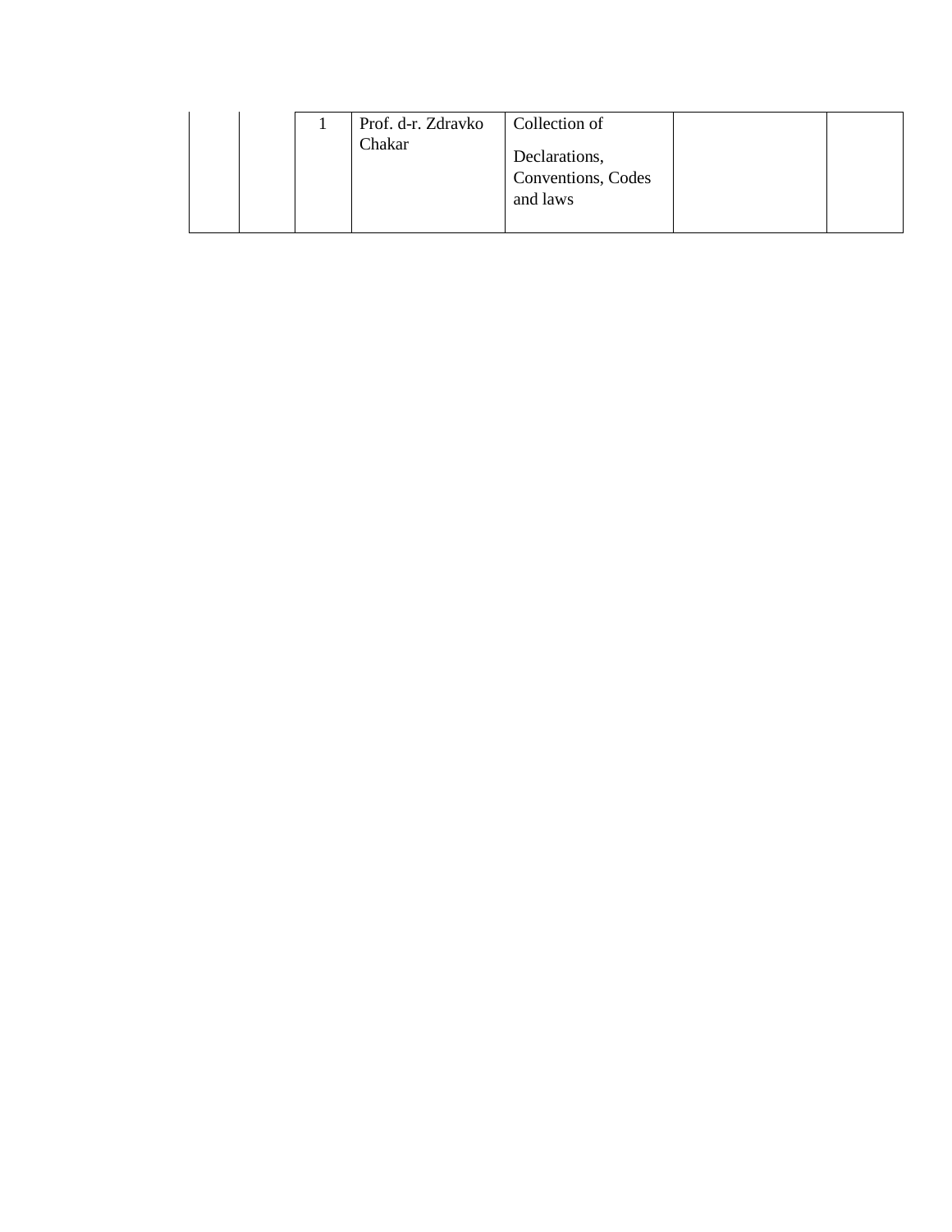| | | | | | | |
|---|---|---|---|---|---|---|
| | | 1 | Prof. d-r. Zdravko Chakar | Collection of Declarations, Conventions, Codes and laws | | |